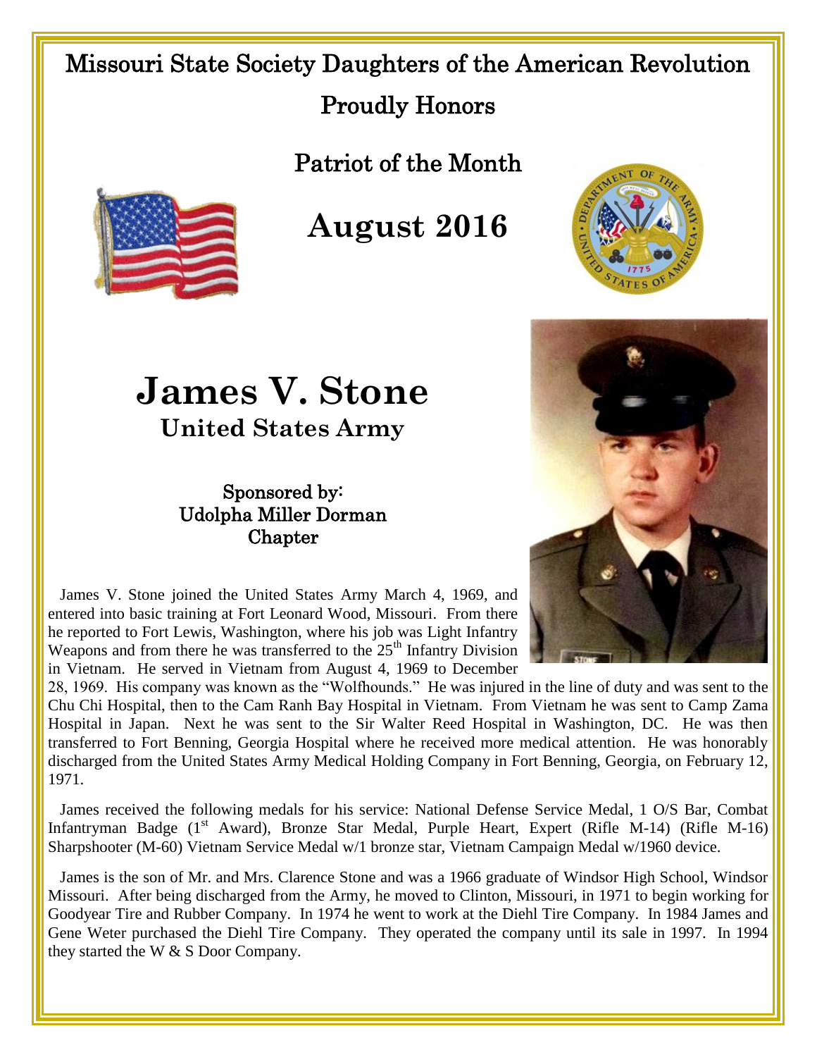# Missouri State Society Daughters of the American Revolution

## Proudly Honors

## Patriot of the Month

# August 2016

# James V. Stone

## United States Army

**Sponsored by:**
**Udolpha Miller Dorman Chapter**

James V. Stone joined the United States Army March 4, 1969, and entered into basic training at Fort Leonard Wood, Missouri. From there he reported to Fort Lewis, Washington, where his job was Light Infantry Weapons and from there he was transferred to the 25th Infantry Division in Vietnam. He served in Vietnam from August 4, 1969 to December 28, 1969. His company was known as the "Wolfhounds." He was injured in the line of duty and was sent to the Chu Chi Hospital, then to the Cam Ranh Bay Hospital in Vietnam. From Vietnam he was sent to Camp Zama Hospital in Japan. Next he was sent to the Sir Walter Reed Hospital in Washington, DC. He was then transferred to Fort Benning, Georgia Hospital where he received more medical attention. He was honorably discharged from the United States Army Medical Holding Company in Fort Benning, Georgia, on February 12, 1971.

James received the following medals for his service: National Defense Service Medal, 1 O/S Bar, Combat Infantryman Badge (1st Award), Bronze Star Medal, Purple Heart, Expert (Rifle M-14) (Rifle M-16) Sharpshooter (M-60) Vietnam Service Medal w/1 bronze star, Vietnam Campaign Medal w/1960 device.

James is the son of Mr. and Mrs. Clarence Stone and was a 1966 graduate of Windsor High School, Windsor Missouri. After being discharged from the Army, he moved to Clinton, Missouri, in 1971 to begin working for Goodyear Tire and Rubber Company. In 1974 he went to work at the Diehl Tire Company. In 1984 James and Gene Weter purchased the Diehl Tire Company. They operated the company until its sale in 1997. In 1994 they started the W & S Door Company.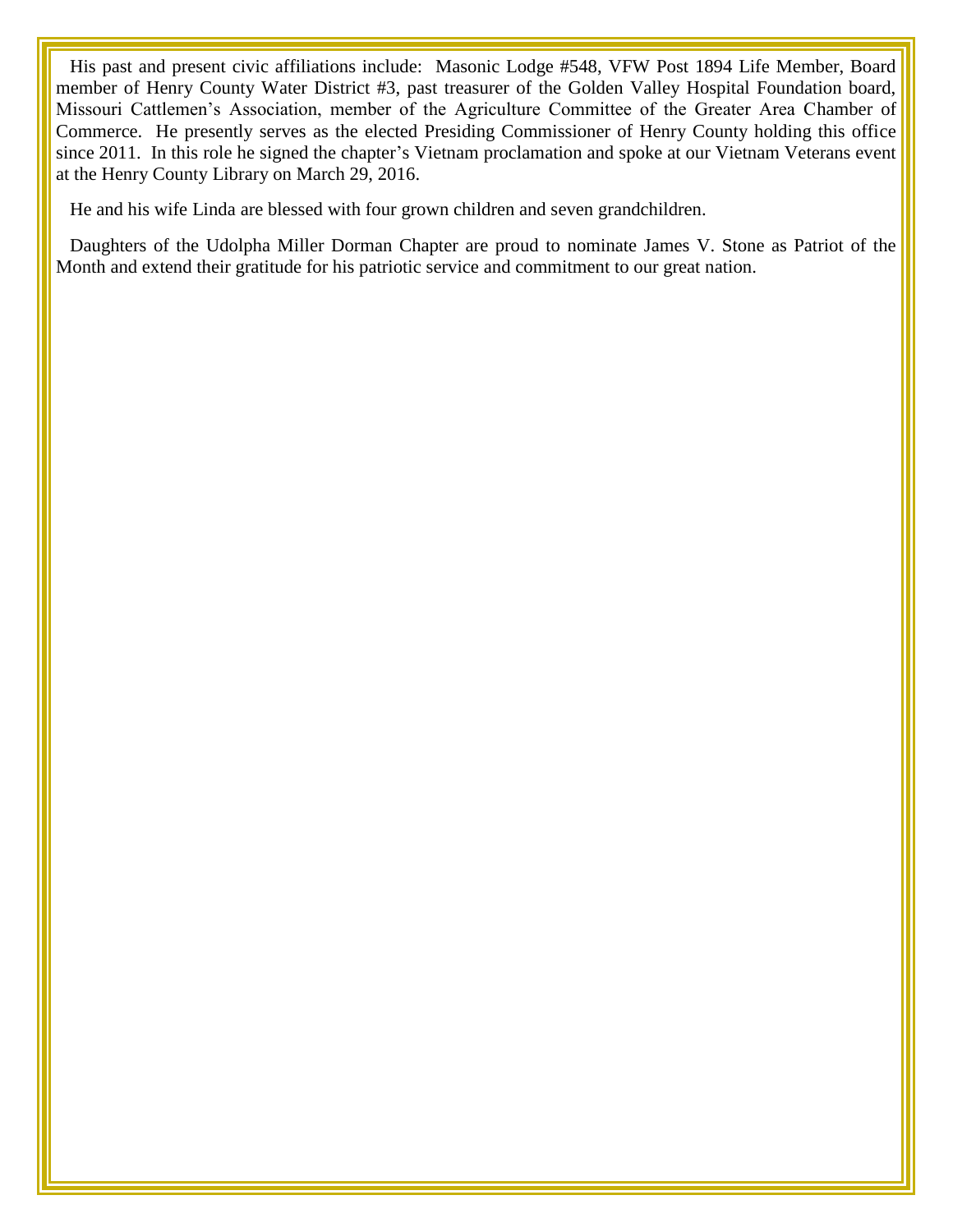His past and present civic affiliations include: Masonic Lodge #548, VFW Post 1894 Life Member, Board member of Henry County Water District #3, past treasurer of the Golden Valley Hospital Foundation board, Missouri Cattlemen's Association, member of the Agriculture Committee of the Greater Area Chamber of Commerce. He presently serves as the elected Presiding Commissioner of Henry County holding this office since 2011. In this role he signed the chapter's Vietnam proclamation and spoke at our Vietnam Veterans event at the Henry County Library on March 29, 2016.

He and his wife Linda are blessed with four grown children and seven grandchildren.

Daughters of the Udolpha Miller Dorman Chapter are proud to nominate James V. Stone as Patriot of the Month and extend their gratitude for his patriotic service and commitment to our great nation.